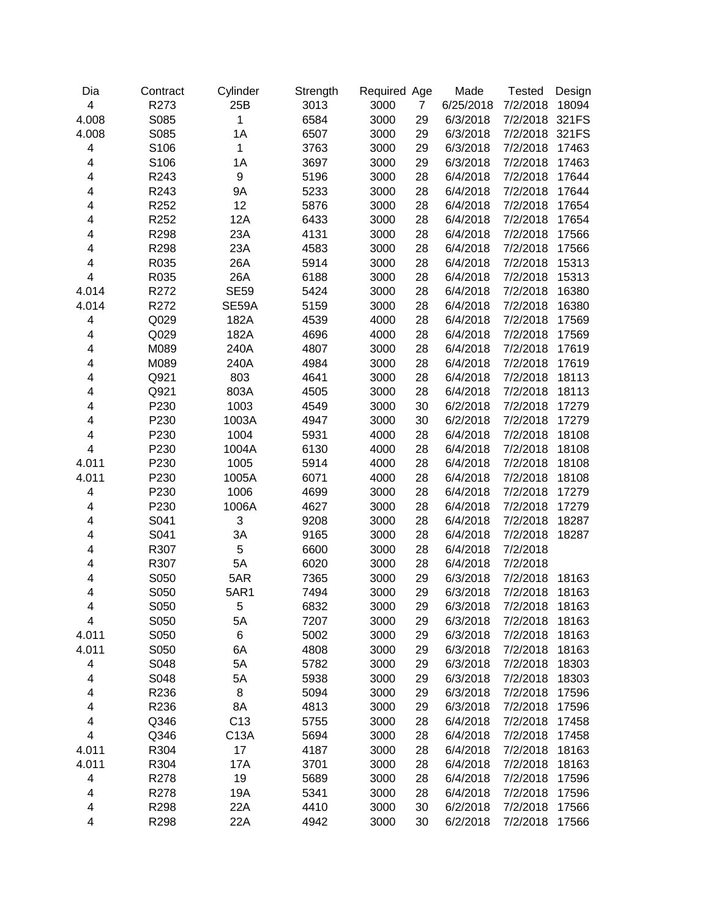| Dia | Contract | Cylinder | Strength | Required | Age | Made | Tested | Design |
|---|---|---|---|---|---|---|---|---|
| 4 | R273 | 25B | 3013 | 3000 | 7 | 6/25/2018 | 7/2/2018 | 18094 |
| 4.008 | S085 | 1 | 6584 | 3000 | 29 | 6/3/2018 | 7/2/2018 | 321FS |
| 4.008 | S085 | 1A | 6507 | 3000 | 29 | 6/3/2018 | 7/2/2018 | 321FS |
| 4 | S106 | 1 | 3763 | 3000 | 29 | 6/3/2018 | 7/2/2018 | 17463 |
| 4 | S106 | 1A | 3697 | 3000 | 29 | 6/3/2018 | 7/2/2018 | 17463 |
| 4 | R243 | 9 | 5196 | 3000 | 28 | 6/4/2018 | 7/2/2018 | 17644 |
| 4 | R243 | 9A | 5233 | 3000 | 28 | 6/4/2018 | 7/2/2018 | 17644 |
| 4 | R252 | 12 | 5876 | 3000 | 28 | 6/4/2018 | 7/2/2018 | 17654 |
| 4 | R252 | 12A | 6433 | 3000 | 28 | 6/4/2018 | 7/2/2018 | 17654 |
| 4 | R298 | 23A | 4131 | 3000 | 28 | 6/4/2018 | 7/2/2018 | 17566 |
| 4 | R298 | 23A | 4583 | 3000 | 28 | 6/4/2018 | 7/2/2018 | 17566 |
| 4 | R035 | 26A | 5914 | 3000 | 28 | 6/4/2018 | 7/2/2018 | 15313 |
| 4 | R035 | 26A | 6188 | 3000 | 28 | 6/4/2018 | 7/2/2018 | 15313 |
| 4.014 | R272 | SE59 | 5424 | 3000 | 28 | 6/4/2018 | 7/2/2018 | 16380 |
| 4.014 | R272 | SE59A | 5159 | 3000 | 28 | 6/4/2018 | 7/2/2018 | 16380 |
| 4 | Q029 | 182A | 4539 | 4000 | 28 | 6/4/2018 | 7/2/2018 | 17569 |
| 4 | Q029 | 182A | 4696 | 4000 | 28 | 6/4/2018 | 7/2/2018 | 17569 |
| 4 | M089 | 240A | 4807 | 3000 | 28 | 6/4/2018 | 7/2/2018 | 17619 |
| 4 | M089 | 240A | 4984 | 3000 | 28 | 6/4/2018 | 7/2/2018 | 17619 |
| 4 | Q921 | 803 | 4641 | 3000 | 28 | 6/4/2018 | 7/2/2018 | 18113 |
| 4 | Q921 | 803A | 4505 | 3000 | 28 | 6/4/2018 | 7/2/2018 | 18113 |
| 4 | P230 | 1003 | 4549 | 3000 | 30 | 6/2/2018 | 7/2/2018 | 17279 |
| 4 | P230 | 1003A | 4947 | 3000 | 30 | 6/2/2018 | 7/2/2018 | 17279 |
| 4 | P230 | 1004 | 5931 | 4000 | 28 | 6/4/2018 | 7/2/2018 | 18108 |
| 4 | P230 | 1004A | 6130 | 4000 | 28 | 6/4/2018 | 7/2/2018 | 18108 |
| 4.011 | P230 | 1005 | 5914 | 4000 | 28 | 6/4/2018 | 7/2/2018 | 18108 |
| 4.011 | P230 | 1005A | 6071 | 4000 | 28 | 6/4/2018 | 7/2/2018 | 18108 |
| 4 | P230 | 1006 | 4699 | 3000 | 28 | 6/4/2018 | 7/2/2018 | 17279 |
| 4 | P230 | 1006A | 4627 | 3000 | 28 | 6/4/2018 | 7/2/2018 | 17279 |
| 4 | S041 | 3 | 9208 | 3000 | 28 | 6/4/2018 | 7/2/2018 | 18287 |
| 4 | S041 | 3A | 9165 | 3000 | 28 | 6/4/2018 | 7/2/2018 | 18287 |
| 4 | R307 | 5 | 6600 | 3000 | 28 | 6/4/2018 | 7/2/2018 | |
| 4 | R307 | 5A | 6020 | 3000 | 28 | 6/4/2018 | 7/2/2018 | |
| 4 | S050 | 5AR | 7365 | 3000 | 29 | 6/3/2018 | 7/2/2018 | 18163 |
| 4 | S050 | 5AR1 | 7494 | 3000 | 29 | 6/3/2018 | 7/2/2018 | 18163 |
| 4 | S050 | 5 | 6832 | 3000 | 29 | 6/3/2018 | 7/2/2018 | 18163 |
| 4 | S050 | 5A | 7207 | 3000 | 29 | 6/3/2018 | 7/2/2018 | 18163 |
| 4.011 | S050 | 6 | 5002 | 3000 | 29 | 6/3/2018 | 7/2/2018 | 18163 |
| 4.011 | S050 | 6A | 4808 | 3000 | 29 | 6/3/2018 | 7/2/2018 | 18163 |
| 4 | S048 | 5A | 5782 | 3000 | 29 | 6/3/2018 | 7/2/2018 | 18303 |
| 4 | S048 | 5A | 5938 | 3000 | 29 | 6/3/2018 | 7/2/2018 | 18303 |
| 4 | R236 | 8 | 5094 | 3000 | 29 | 6/3/2018 | 7/2/2018 | 17596 |
| 4 | R236 | 8A | 4813 | 3000 | 29 | 6/3/2018 | 7/2/2018 | 17596 |
| 4 | Q346 | C13 | 5755 | 3000 | 28 | 6/4/2018 | 7/2/2018 | 17458 |
| 4 | Q346 | C13A | 5694 | 3000 | 28 | 6/4/2018 | 7/2/2018 | 17458 |
| 4.011 | R304 | 17 | 4187 | 3000 | 28 | 6/4/2018 | 7/2/2018 | 18163 |
| 4.011 | R304 | 17A | 3701 | 3000 | 28 | 6/4/2018 | 7/2/2018 | 18163 |
| 4 | R278 | 19 | 5689 | 3000 | 28 | 6/4/2018 | 7/2/2018 | 17596 |
| 4 | R278 | 19A | 5341 | 3000 | 28 | 6/4/2018 | 7/2/2018 | 17596 |
| 4 | R298 | 22A | 4410 | 3000 | 30 | 6/2/2018 | 7/2/2018 | 17566 |
| 4 | R298 | 22A | 4942 | 3000 | 30 | 6/2/2018 | 7/2/2018 | 17566 |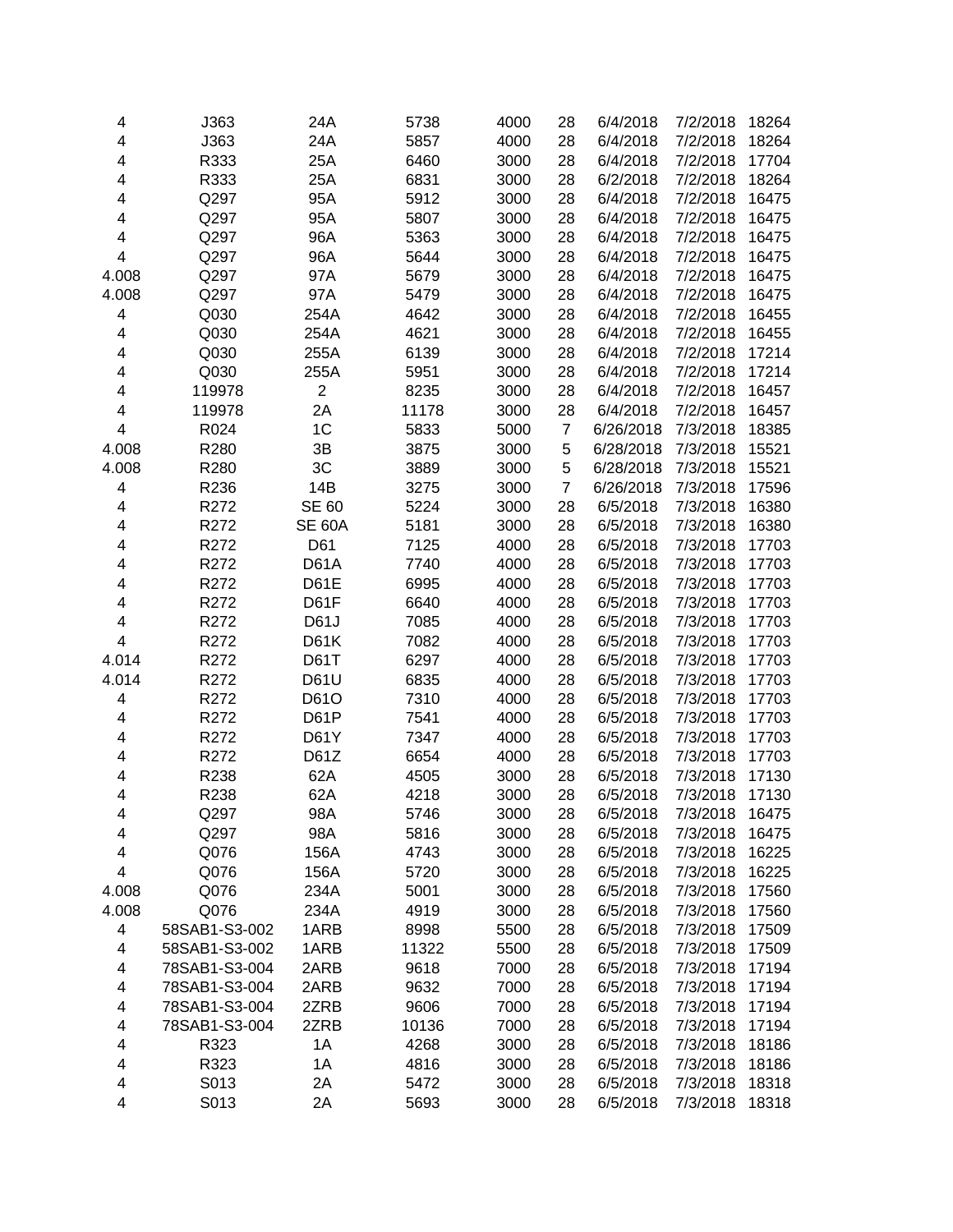| | | | | | | | | |
|---|---|---|---|---|---|---|---|---|
| 4 | J363 | 24A | 5738 | 4000 | 28 | 6/4/2018 | 7/2/2018 | 18264 |
| 4 | J363 | 24A | 5857 | 4000 | 28 | 6/4/2018 | 7/2/2018 | 18264 |
| 4 | R333 | 25A | 6460 | 3000 | 28 | 6/4/2018 | 7/2/2018 | 17704 |
| 4 | R333 | 25A | 6831 | 3000 | 28 | 6/2/2018 | 7/2/2018 | 18264 |
| 4 | Q297 | 95A | 5912 | 3000 | 28 | 6/4/2018 | 7/2/2018 | 16475 |
| 4 | Q297 | 95A | 5807 | 3000 | 28 | 6/4/2018 | 7/2/2018 | 16475 |
| 4 | Q297 | 96A | 5363 | 3000 | 28 | 6/4/2018 | 7/2/2018 | 16475 |
| 4 | Q297 | 96A | 5644 | 3000 | 28 | 6/4/2018 | 7/2/2018 | 16475 |
| 4.008 | Q297 | 97A | 5679 | 3000 | 28 | 6/4/2018 | 7/2/2018 | 16475 |
| 4.008 | Q297 | 97A | 5479 | 3000 | 28 | 6/4/2018 | 7/2/2018 | 16475 |
| 4 | Q030 | 254A | 4642 | 3000 | 28 | 6/4/2018 | 7/2/2018 | 16455 |
| 4 | Q030 | 254A | 4621 | 3000 | 28 | 6/4/2018 | 7/2/2018 | 16455 |
| 4 | Q030 | 255A | 6139 | 3000 | 28 | 6/4/2018 | 7/2/2018 | 17214 |
| 4 | Q030 | 255A | 5951 | 3000 | 28 | 6/4/2018 | 7/2/2018 | 17214 |
| 4 | 119978 | 2 | 8235 | 3000 | 28 | 6/4/2018 | 7/2/2018 | 16457 |
| 4 | 119978 | 2A | 11178 | 3000 | 28 | 6/4/2018 | 7/2/2018 | 16457 |
| 4 | R024 | 1C | 5833 | 5000 | 7 | 6/26/2018 | 7/3/2018 | 18385 |
| 4.008 | R280 | 3B | 3875 | 3000 | 5 | 6/28/2018 | 7/3/2018 | 15521 |
| 4.008 | R280 | 3C | 3889 | 3000 | 5 | 6/28/2018 | 7/3/2018 | 15521 |
| 4 | R236 | 14B | 3275 | 3000 | 7 | 6/26/2018 | 7/3/2018 | 17596 |
| 4 | R272 | SE 60 | 5224 | 3000 | 28 | 6/5/2018 | 7/3/2018 | 16380 |
| 4 | R272 | SE 60A | 5181 | 3000 | 28 | 6/5/2018 | 7/3/2018 | 16380 |
| 4 | R272 | D61 | 7125 | 4000 | 28 | 6/5/2018 | 7/3/2018 | 17703 |
| 4 | R272 | D61A | 7740 | 4000 | 28 | 6/5/2018 | 7/3/2018 | 17703 |
| 4 | R272 | D61E | 6995 | 4000 | 28 | 6/5/2018 | 7/3/2018 | 17703 |
| 4 | R272 | D61F | 6640 | 4000 | 28 | 6/5/2018 | 7/3/2018 | 17703 |
| 4 | R272 | D61J | 7085 | 4000 | 28 | 6/5/2018 | 7/3/2018 | 17703 |
| 4 | R272 | D61K | 7082 | 4000 | 28 | 6/5/2018 | 7/3/2018 | 17703 |
| 4.014 | R272 | D61T | 6297 | 4000 | 28 | 6/5/2018 | 7/3/2018 | 17703 |
| 4.014 | R272 | D61U | 6835 | 4000 | 28 | 6/5/2018 | 7/3/2018 | 17703 |
| 4 | R272 | D61O | 7310 | 4000 | 28 | 6/5/2018 | 7/3/2018 | 17703 |
| 4 | R272 | D61P | 7541 | 4000 | 28 | 6/5/2018 | 7/3/2018 | 17703 |
| 4 | R272 | D61Y | 7347 | 4000 | 28 | 6/5/2018 | 7/3/2018 | 17703 |
| 4 | R272 | D61Z | 6654 | 4000 | 28 | 6/5/2018 | 7/3/2018 | 17703 |
| 4 | R238 | 62A | 4505 | 3000 | 28 | 6/5/2018 | 7/3/2018 | 17130 |
| 4 | R238 | 62A | 4218 | 3000 | 28 | 6/5/2018 | 7/3/2018 | 17130 |
| 4 | Q297 | 98A | 5746 | 3000 | 28 | 6/5/2018 | 7/3/2018 | 16475 |
| 4 | Q297 | 98A | 5816 | 3000 | 28 | 6/5/2018 | 7/3/2018 | 16475 |
| 4 | Q076 | 156A | 4743 | 3000 | 28 | 6/5/2018 | 7/3/2018 | 16225 |
| 4 | Q076 | 156A | 5720 | 3000 | 28 | 6/5/2018 | 7/3/2018 | 16225 |
| 4.008 | Q076 | 234A | 5001 | 3000 | 28 | 6/5/2018 | 7/3/2018 | 17560 |
| 4.008 | Q076 | 234A | 4919 | 3000 | 28 | 6/5/2018 | 7/3/2018 | 17560 |
| 4 | 58SAB1-S3-002 | 1ARB | 8998 | 5500 | 28 | 6/5/2018 | 7/3/2018 | 17509 |
| 4 | 58SAB1-S3-002 | 1ARB | 11322 | 5500 | 28 | 6/5/2018 | 7/3/2018 | 17509 |
| 4 | 78SAB1-S3-004 | 2ARB | 9618 | 7000 | 28 | 6/5/2018 | 7/3/2018 | 17194 |
| 4 | 78SAB1-S3-004 | 2ARB | 9632 | 7000 | 28 | 6/5/2018 | 7/3/2018 | 17194 |
| 4 | 78SAB1-S3-004 | 2ZRB | 9606 | 7000 | 28 | 6/5/2018 | 7/3/2018 | 17194 |
| 4 | 78SAB1-S3-004 | 2ZRB | 10136 | 7000 | 28 | 6/5/2018 | 7/3/2018 | 17194 |
| 4 | R323 | 1A | 4268 | 3000 | 28 | 6/5/2018 | 7/3/2018 | 18186 |
| 4 | R323 | 1A | 4816 | 3000 | 28 | 6/5/2018 | 7/3/2018 | 18186 |
| 4 | S013 | 2A | 5472 | 3000 | 28 | 6/5/2018 | 7/3/2018 | 18318 |
| 4 | S013 | 2A | 5693 | 3000 | 28 | 6/5/2018 | 7/3/2018 | 18318 |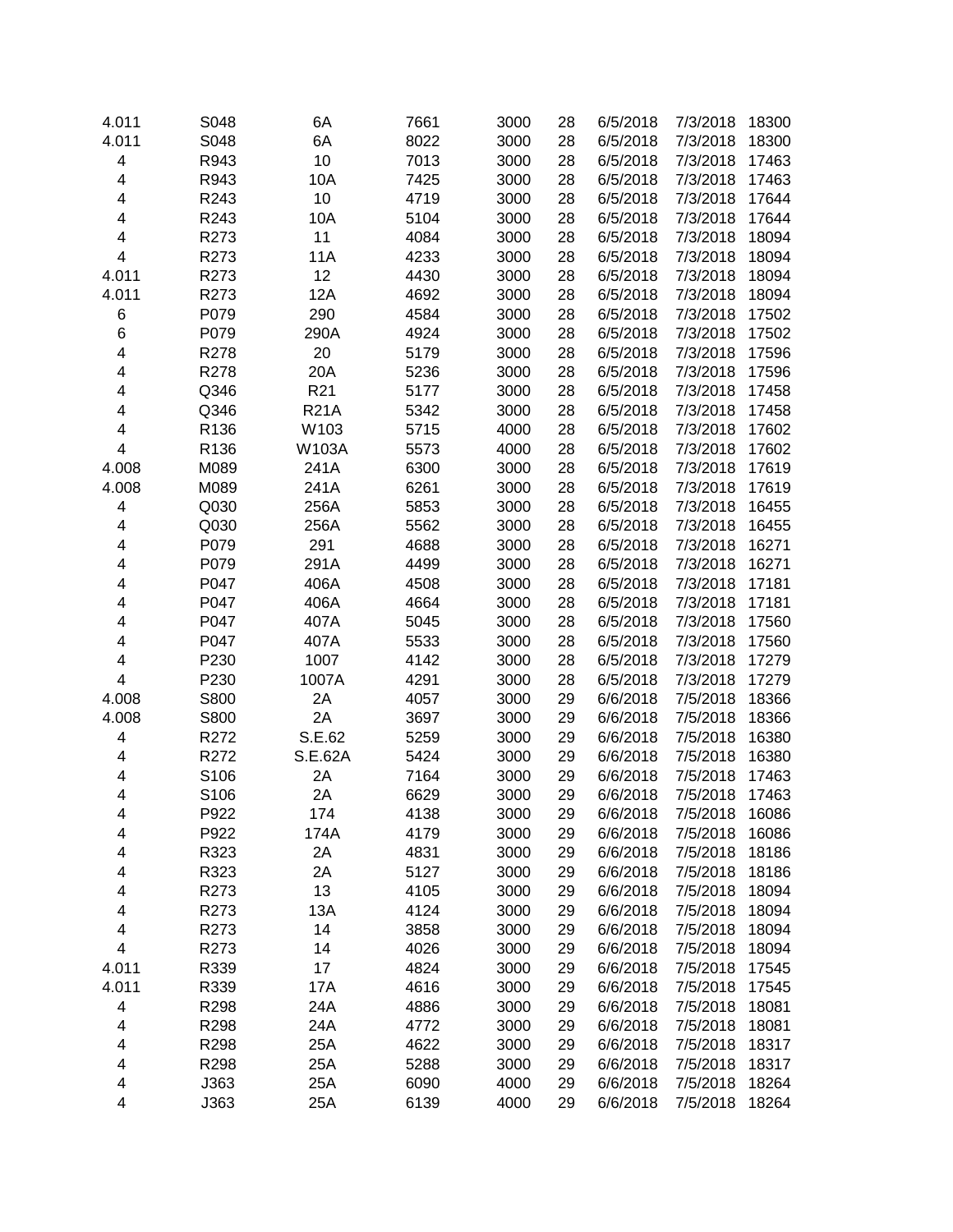| | | | | | | | | |
|---|---|---|---|---|---|---|---|---|
| 4.011 | S048 | 6A | 7661 | 3000 | 28 | 6/5/2018 | 7/3/2018 | 18300 |
| 4.011 | S048 | 6A | 8022 | 3000 | 28 | 6/5/2018 | 7/3/2018 | 18300 |
| 4 | R943 | 10 | 7013 | 3000 | 28 | 6/5/2018 | 7/3/2018 | 17463 |
| 4 | R943 | 10A | 7425 | 3000 | 28 | 6/5/2018 | 7/3/2018 | 17463 |
| 4 | R243 | 10 | 4719 | 3000 | 28 | 6/5/2018 | 7/3/2018 | 17644 |
| 4 | R243 | 10A | 5104 | 3000 | 28 | 6/5/2018 | 7/3/2018 | 17644 |
| 4 | R273 | 11 | 4084 | 3000 | 28 | 6/5/2018 | 7/3/2018 | 18094 |
| 4 | R273 | 11A | 4233 | 3000 | 28 | 6/5/2018 | 7/3/2018 | 18094 |
| 4.011 | R273 | 12 | 4430 | 3000 | 28 | 6/5/2018 | 7/3/2018 | 18094 |
| 4.011 | R273 | 12A | 4692 | 3000 | 28 | 6/5/2018 | 7/3/2018 | 18094 |
| 6 | P079 | 290 | 4584 | 3000 | 28 | 6/5/2018 | 7/3/2018 | 17502 |
| 6 | P079 | 290A | 4924 | 3000 | 28 | 6/5/2018 | 7/3/2018 | 17502 |
| 4 | R278 | 20 | 5179 | 3000 | 28 | 6/5/2018 | 7/3/2018 | 17596 |
| 4 | R278 | 20A | 5236 | 3000 | 28 | 6/5/2018 | 7/3/2018 | 17596 |
| 4 | Q346 | R21 | 5177 | 3000 | 28 | 6/5/2018 | 7/3/2018 | 17458 |
| 4 | Q346 | R21A | 5342 | 3000 | 28 | 6/5/2018 | 7/3/2018 | 17458 |
| 4 | R136 | W103 | 5715 | 4000 | 28 | 6/5/2018 | 7/3/2018 | 17602 |
| 4 | R136 | W103A | 5573 | 4000 | 28 | 6/5/2018 | 7/3/2018 | 17602 |
| 4.008 | M089 | 241A | 6300 | 3000 | 28 | 6/5/2018 | 7/3/2018 | 17619 |
| 4.008 | M089 | 241A | 6261 | 3000 | 28 | 6/5/2018 | 7/3/2018 | 17619 |
| 4 | Q030 | 256A | 5853 | 3000 | 28 | 6/5/2018 | 7/3/2018 | 16455 |
| 4 | Q030 | 256A | 5562 | 3000 | 28 | 6/5/2018 | 7/3/2018 | 16455 |
| 4 | P079 | 291 | 4688 | 3000 | 28 | 6/5/2018 | 7/3/2018 | 16271 |
| 4 | P079 | 291A | 4499 | 3000 | 28 | 6/5/2018 | 7/3/2018 | 16271 |
| 4 | P047 | 406A | 4508 | 3000 | 28 | 6/5/2018 | 7/3/2018 | 17181 |
| 4 | P047 | 406A | 4664 | 3000 | 28 | 6/5/2018 | 7/3/2018 | 17181 |
| 4 | P047 | 407A | 5045 | 3000 | 28 | 6/5/2018 | 7/3/2018 | 17560 |
| 4 | P047 | 407A | 5533 | 3000 | 28 | 6/5/2018 | 7/3/2018 | 17560 |
| 4 | P230 | 1007 | 4142 | 3000 | 28 | 6/5/2018 | 7/3/2018 | 17279 |
| 4 | P230 | 1007A | 4291 | 3000 | 28 | 6/5/2018 | 7/3/2018 | 17279 |
| 4.008 | S800 | 2A | 4057 | 3000 | 29 | 6/6/2018 | 7/5/2018 | 18366 |
| 4.008 | S800 | 2A | 3697 | 3000 | 29 | 6/6/2018 | 7/5/2018 | 18366 |
| 4 | R272 | S.E.62 | 5259 | 3000 | 29 | 6/6/2018 | 7/5/2018 | 16380 |
| 4 | R272 | S.E.62A | 5424 | 3000 | 29 | 6/6/2018 | 7/5/2018 | 16380 |
| 4 | S106 | 2A | 7164 | 3000 | 29 | 6/6/2018 | 7/5/2018 | 17463 |
| 4 | S106 | 2A | 6629 | 3000 | 29 | 6/6/2018 | 7/5/2018 | 17463 |
| 4 | P922 | 174 | 4138 | 3000 | 29 | 6/6/2018 | 7/5/2018 | 16086 |
| 4 | P922 | 174A | 4179 | 3000 | 29 | 6/6/2018 | 7/5/2018 | 16086 |
| 4 | R323 | 2A | 4831 | 3000 | 29 | 6/6/2018 | 7/5/2018 | 18186 |
| 4 | R323 | 2A | 5127 | 3000 | 29 | 6/6/2018 | 7/5/2018 | 18186 |
| 4 | R273 | 13 | 4105 | 3000 | 29 | 6/6/2018 | 7/5/2018 | 18094 |
| 4 | R273 | 13A | 4124 | 3000 | 29 | 6/6/2018 | 7/5/2018 | 18094 |
| 4 | R273 | 14 | 3858 | 3000 | 29 | 6/6/2018 | 7/5/2018 | 18094 |
| 4 | R273 | 14 | 4026 | 3000 | 29 | 6/6/2018 | 7/5/2018 | 18094 |
| 4.011 | R339 | 17 | 4824 | 3000 | 29 | 6/6/2018 | 7/5/2018 | 17545 |
| 4.011 | R339 | 17A | 4616 | 3000 | 29 | 6/6/2018 | 7/5/2018 | 17545 |
| 4 | R298 | 24A | 4886 | 3000 | 29 | 6/6/2018 | 7/5/2018 | 18081 |
| 4 | R298 | 24A | 4772 | 3000 | 29 | 6/6/2018 | 7/5/2018 | 18081 |
| 4 | R298 | 25A | 4622 | 3000 | 29 | 6/6/2018 | 7/5/2018 | 18317 |
| 4 | R298 | 25A | 5288 | 3000 | 29 | 6/6/2018 | 7/5/2018 | 18317 |
| 4 | J363 | 25A | 6090 | 4000 | 29 | 6/6/2018 | 7/5/2018 | 18264 |
| 4 | J363 | 25A | 6139 | 4000 | 29 | 6/6/2018 | 7/5/2018 | 18264 |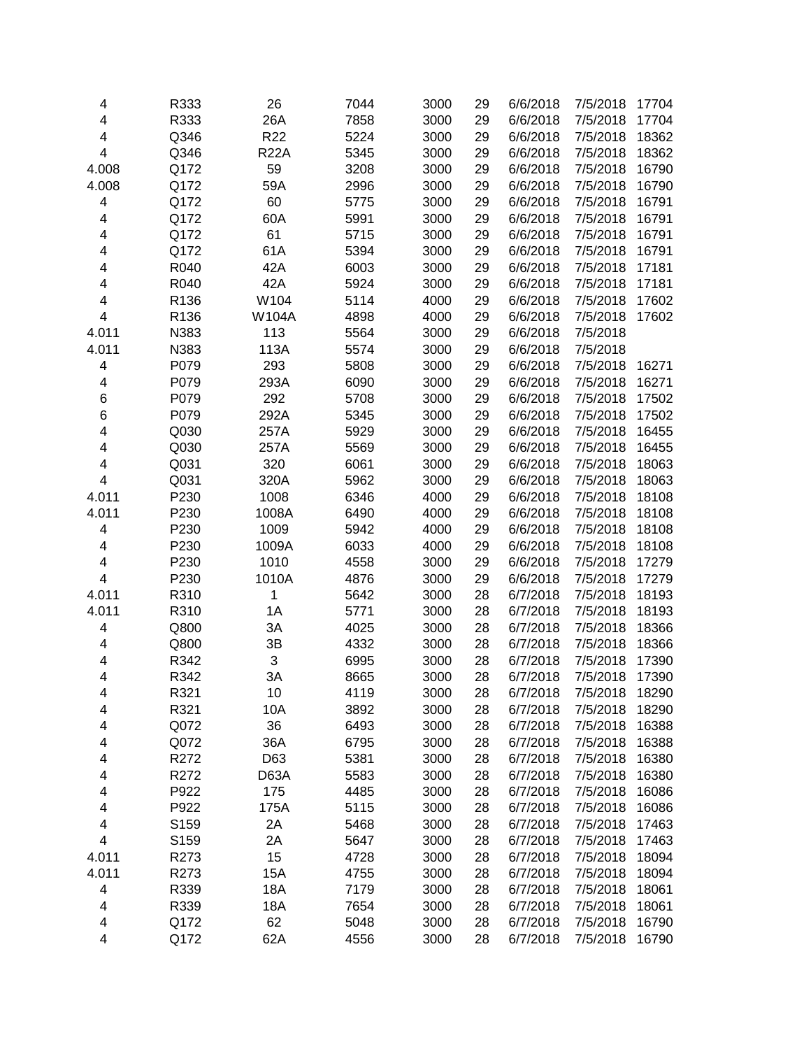| | | | | | | | | |
|---|---|---|---|---|---|---|---|---|
| 4 | R333 | 26 | 7044 | 3000 | 29 | 6/6/2018 | 7/5/2018 | 17704 |
| 4 | R333 | 26A | 7858 | 3000 | 29 | 6/6/2018 | 7/5/2018 | 17704 |
| 4 | Q346 | R22 | 5224 | 3000 | 29 | 6/6/2018 | 7/5/2018 | 18362 |
| 4 | Q346 | R22A | 5345 | 3000 | 29 | 6/6/2018 | 7/5/2018 | 18362 |
| 4.008 | Q172 | 59 | 3208 | 3000 | 29 | 6/6/2018 | 7/5/2018 | 16790 |
| 4.008 | Q172 | 59A | 2996 | 3000 | 29 | 6/6/2018 | 7/5/2018 | 16790 |
| 4 | Q172 | 60 | 5775 | 3000 | 29 | 6/6/2018 | 7/5/2018 | 16791 |
| 4 | Q172 | 60A | 5991 | 3000 | 29 | 6/6/2018 | 7/5/2018 | 16791 |
| 4 | Q172 | 61 | 5715 | 3000 | 29 | 6/6/2018 | 7/5/2018 | 16791 |
| 4 | Q172 | 61A | 5394 | 3000 | 29 | 6/6/2018 | 7/5/2018 | 16791 |
| 4 | R040 | 42A | 6003 | 3000 | 29 | 6/6/2018 | 7/5/2018 | 17181 |
| 4 | R040 | 42A | 5924 | 3000 | 29 | 6/6/2018 | 7/5/2018 | 17181 |
| 4 | R136 | W104 | 5114 | 4000 | 29 | 6/6/2018 | 7/5/2018 | 17602 |
| 4 | R136 | W104A | 4898 | 4000 | 29 | 6/6/2018 | 7/5/2018 | 17602 |
| 4.011 | N383 | 113 | 5564 | 3000 | 29 | 6/6/2018 | 7/5/2018 | |
| 4.011 | N383 | 113A | 5574 | 3000 | 29 | 6/6/2018 | 7/5/2018 | |
| 4 | P079 | 293 | 5808 | 3000 | 29 | 6/6/2018 | 7/5/2018 | 16271 |
| 4 | P079 | 293A | 6090 | 3000 | 29 | 6/6/2018 | 7/5/2018 | 16271 |
| 6 | P079 | 292 | 5708 | 3000 | 29 | 6/6/2018 | 7/5/2018 | 17502 |
| 6 | P079 | 292A | 5345 | 3000 | 29 | 6/6/2018 | 7/5/2018 | 17502 |
| 4 | Q030 | 257A | 5929 | 3000 | 29 | 6/6/2018 | 7/5/2018 | 16455 |
| 4 | Q030 | 257A | 5569 | 3000 | 29 | 6/6/2018 | 7/5/2018 | 16455 |
| 4 | Q031 | 320 | 6061 | 3000 | 29 | 6/6/2018 | 7/5/2018 | 18063 |
| 4 | Q031 | 320A | 5962 | 3000 | 29 | 6/6/2018 | 7/5/2018 | 18063 |
| 4.011 | P230 | 1008 | 6346 | 4000 | 29 | 6/6/2018 | 7/5/2018 | 18108 |
| 4.011 | P230 | 1008A | 6490 | 4000 | 29 | 6/6/2018 | 7/5/2018 | 18108 |
| 4 | P230 | 1009 | 5942 | 4000 | 29 | 6/6/2018 | 7/5/2018 | 18108 |
| 4 | P230 | 1009A | 6033 | 4000 | 29 | 6/6/2018 | 7/5/2018 | 18108 |
| 4 | P230 | 1010 | 4558 | 3000 | 29 | 6/6/2018 | 7/5/2018 | 17279 |
| 4 | P230 | 1010A | 4876 | 3000 | 29 | 6/6/2018 | 7/5/2018 | 17279 |
| 4.011 | R310 | 1 | 5642 | 3000 | 28 | 6/7/2018 | 7/5/2018 | 18193 |
| 4.011 | R310 | 1A | 5771 | 3000 | 28 | 6/7/2018 | 7/5/2018 | 18193 |
| 4 | Q800 | 3A | 4025 | 3000 | 28 | 6/7/2018 | 7/5/2018 | 18366 |
| 4 | Q800 | 3B | 4332 | 3000 | 28 | 6/7/2018 | 7/5/2018 | 18366 |
| 4 | R342 | 3 | 6995 | 3000 | 28 | 6/7/2018 | 7/5/2018 | 17390 |
| 4 | R342 | 3A | 8665 | 3000 | 28 | 6/7/2018 | 7/5/2018 | 17390 |
| 4 | R321 | 10 | 4119 | 3000 | 28 | 6/7/2018 | 7/5/2018 | 18290 |
| 4 | R321 | 10A | 3892 | 3000 | 28 | 6/7/2018 | 7/5/2018 | 18290 |
| 4 | Q072 | 36 | 6493 | 3000 | 28 | 6/7/2018 | 7/5/2018 | 16388 |
| 4 | Q072 | 36A | 6795 | 3000 | 28 | 6/7/2018 | 7/5/2018 | 16388 |
| 4 | R272 | D63 | 5381 | 3000 | 28 | 6/7/2018 | 7/5/2018 | 16380 |
| 4 | R272 | D63A | 5583 | 3000 | 28 | 6/7/2018 | 7/5/2018 | 16380 |
| 4 | P922 | 175 | 4485 | 3000 | 28 | 6/7/2018 | 7/5/2018 | 16086 |
| 4 | P922 | 175A | 5115 | 3000 | 28 | 6/7/2018 | 7/5/2018 | 16086 |
| 4 | S159 | 2A | 5468 | 3000 | 28 | 6/7/2018 | 7/5/2018 | 17463 |
| 4 | S159 | 2A | 5647 | 3000 | 28 | 6/7/2018 | 7/5/2018 | 17463 |
| 4.011 | R273 | 15 | 4728 | 3000 | 28 | 6/7/2018 | 7/5/2018 | 18094 |
| 4.011 | R273 | 15A | 4755 | 3000 | 28 | 6/7/2018 | 7/5/2018 | 18094 |
| 4 | R339 | 18A | 7179 | 3000 | 28 | 6/7/2018 | 7/5/2018 | 18061 |
| 4 | R339 | 18A | 7654 | 3000 | 28 | 6/7/2018 | 7/5/2018 | 18061 |
| 4 | Q172 | 62 | 5048 | 3000 | 28 | 6/7/2018 | 7/5/2018 | 16790 |
| 4 | Q172 | 62A | 4556 | 3000 | 28 | 6/7/2018 | 7/5/2018 | 16790 |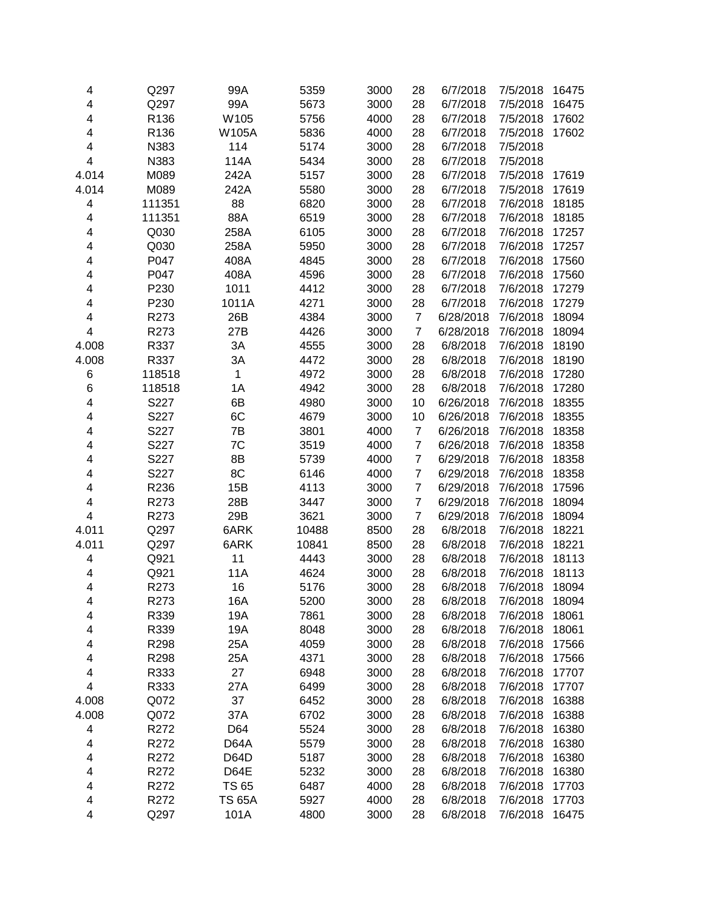| | | | | | | | | |
|---|---|---|---|---|---|---|---|---|
| 4 | Q297 | 99A | 5359 | 3000 | 28 | 6/7/2018 | 7/5/2018 | 16475 |
| 4 | Q297 | 99A | 5673 | 3000 | 28 | 6/7/2018 | 7/5/2018 | 16475 |
| 4 | R136 | W105 | 5756 | 4000 | 28 | 6/7/2018 | 7/5/2018 | 17602 |
| 4 | R136 | W105A | 5836 | 4000 | 28 | 6/7/2018 | 7/5/2018 | 17602 |
| 4 | N383 | 114 | 5174 | 3000 | 28 | 6/7/2018 | 7/5/2018 | |
| 4 | N383 | 114A | 5434 | 3000 | 28 | 6/7/2018 | 7/5/2018 | |
| 4.014 | M089 | 242A | 5157 | 3000 | 28 | 6/7/2018 | 7/5/2018 | 17619 |
| 4.014 | M089 | 242A | 5580 | 3000 | 28 | 6/7/2018 | 7/5/2018 | 17619 |
| 4 | 111351 | 88 | 6820 | 3000 | 28 | 6/7/2018 | 7/6/2018 | 18185 |
| 4 | 111351 | 88A | 6519 | 3000 | 28 | 6/7/2018 | 7/6/2018 | 18185 |
| 4 | Q030 | 258A | 6105 | 3000 | 28 | 6/7/2018 | 7/6/2018 | 17257 |
| 4 | Q030 | 258A | 5950 | 3000 | 28 | 6/7/2018 | 7/6/2018 | 17257 |
| 4 | P047 | 408A | 4845 | 3000 | 28 | 6/7/2018 | 7/6/2018 | 17560 |
| 4 | P047 | 408A | 4596 | 3000 | 28 | 6/7/2018 | 7/6/2018 | 17560 |
| 4 | P230 | 1011 | 4412 | 3000 | 28 | 6/7/2018 | 7/6/2018 | 17279 |
| 4 | P230 | 1011A | 4271 | 3000 | 28 | 6/7/2018 | 7/6/2018 | 17279 |
| 4 | R273 | 26B | 4384 | 3000 | 7 | 6/28/2018 | 7/6/2018 | 18094 |
| 4 | R273 | 27B | 4426 | 3000 | 7 | 6/28/2018 | 7/6/2018 | 18094 |
| 4.008 | R337 | 3A | 4555 | 3000 | 28 | 6/8/2018 | 7/6/2018 | 18190 |
| 4.008 | R337 | 3A | 4472 | 3000 | 28 | 6/8/2018 | 7/6/2018 | 18190 |
| 6 | 118518 | 1 | 4972 | 3000 | 28 | 6/8/2018 | 7/6/2018 | 17280 |
| 6 | 118518 | 1A | 4942 | 3000 | 28 | 6/8/2018 | 7/6/2018 | 17280 |
| 4 | S227 | 6B | 4980 | 3000 | 10 | 6/26/2018 | 7/6/2018 | 18355 |
| 4 | S227 | 6C | 4679 | 3000 | 10 | 6/26/2018 | 7/6/2018 | 18355 |
| 4 | S227 | 7B | 3801 | 4000 | 7 | 6/26/2018 | 7/6/2018 | 18358 |
| 4 | S227 | 7C | 3519 | 4000 | 7 | 6/26/2018 | 7/6/2018 | 18358 |
| 4 | S227 | 8B | 5739 | 4000 | 7 | 6/29/2018 | 7/6/2018 | 18358 |
| 4 | S227 | 8C | 6146 | 4000 | 7 | 6/29/2018 | 7/6/2018 | 18358 |
| 4 | R236 | 15B | 4113 | 3000 | 7 | 6/29/2018 | 7/6/2018 | 17596 |
| 4 | R273 | 28B | 3447 | 3000 | 7 | 6/29/2018 | 7/6/2018 | 18094 |
| 4 | R273 | 29B | 3621 | 3000 | 7 | 6/29/2018 | 7/6/2018 | 18094 |
| 4.011 | Q297 | 6ARK | 10488 | 8500 | 28 | 6/8/2018 | 7/6/2018 | 18221 |
| 4.011 | Q297 | 6ARK | 10841 | 8500 | 28 | 6/8/2018 | 7/6/2018 | 18221 |
| 4 | Q921 | 11 | 4443 | 3000 | 28 | 6/8/2018 | 7/6/2018 | 18113 |
| 4 | Q921 | 11A | 4624 | 3000 | 28 | 6/8/2018 | 7/6/2018 | 18113 |
| 4 | R273 | 16 | 5176 | 3000 | 28 | 6/8/2018 | 7/6/2018 | 18094 |
| 4 | R273 | 16A | 5200 | 3000 | 28 | 6/8/2018 | 7/6/2018 | 18094 |
| 4 | R339 | 19A | 7861 | 3000 | 28 | 6/8/2018 | 7/6/2018 | 18061 |
| 4 | R339 | 19A | 8048 | 3000 | 28 | 6/8/2018 | 7/6/2018 | 18061 |
| 4 | R298 | 25A | 4059 | 3000 | 28 | 6/8/2018 | 7/6/2018 | 17566 |
| 4 | R298 | 25A | 4371 | 3000 | 28 | 6/8/2018 | 7/6/2018 | 17566 |
| 4 | R333 | 27 | 6948 | 3000 | 28 | 6/8/2018 | 7/6/2018 | 17707 |
| 4 | R333 | 27A | 6499 | 3000 | 28 | 6/8/2018 | 7/6/2018 | 17707 |
| 4.008 | Q072 | 37 | 6452 | 3000 | 28 | 6/8/2018 | 7/6/2018 | 16388 |
| 4.008 | Q072 | 37A | 6702 | 3000 | 28 | 6/8/2018 | 7/6/2018 | 16388 |
| 4 | R272 | D64 | 5524 | 3000 | 28 | 6/8/2018 | 7/6/2018 | 16380 |
| 4 | R272 | D64A | 5579 | 3000 | 28 | 6/8/2018 | 7/6/2018 | 16380 |
| 4 | R272 | D64D | 5187 | 3000 | 28 | 6/8/2018 | 7/6/2018 | 16380 |
| 4 | R272 | D64E | 5232 | 3000 | 28 | 6/8/2018 | 7/6/2018 | 16380 |
| 4 | R272 | TS 65 | 6487 | 4000 | 28 | 6/8/2018 | 7/6/2018 | 17703 |
| 4 | R272 | TS 65A | 5927 | 4000 | 28 | 6/8/2018 | 7/6/2018 | 17703 |
| 4 | Q297 | 101A | 4800 | 3000 | 28 | 6/8/2018 | 7/6/2018 | 16475 |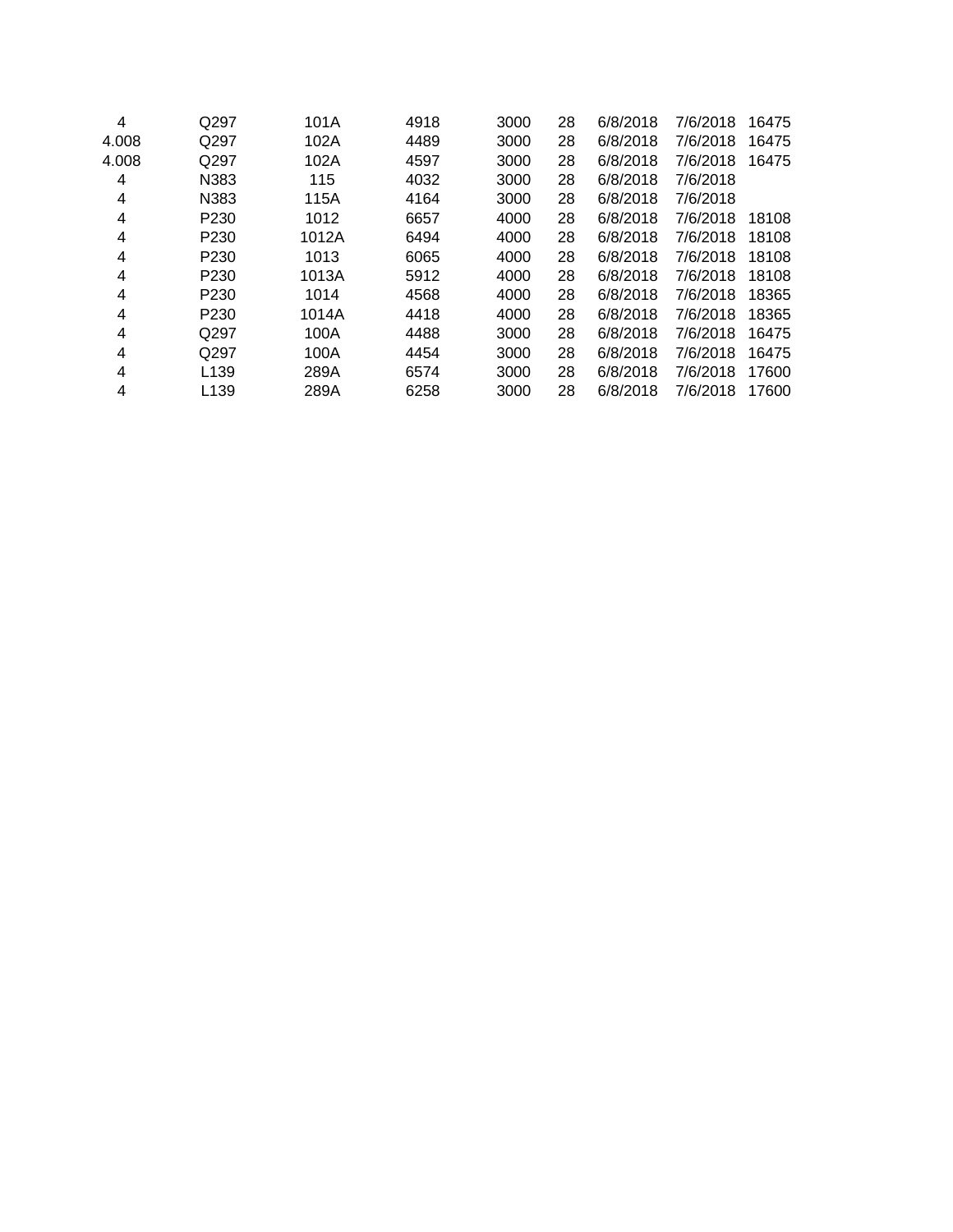| | | | | | | | | |
|---|---|---|---|---|---|---|---|---|
| 4 | Q297 | 101A | 4918 | 3000 | 28 | 6/8/2018 | 7/6/2018 | 16475 |
| 4.008 | Q297 | 102A | 4489 | 3000 | 28 | 6/8/2018 | 7/6/2018 | 16475 |
| 4.008 | Q297 | 102A | 4597 | 3000 | 28 | 6/8/2018 | 7/6/2018 | 16475 |
| 4 | N383 | 115 | 4032 | 3000 | 28 | 6/8/2018 | 7/6/2018 | |
| 4 | N383 | 115A | 4164 | 3000 | 28 | 6/8/2018 | 7/6/2018 | |
| 4 | P230 | 1012 | 6657 | 4000 | 28 | 6/8/2018 | 7/6/2018 | 18108 |
| 4 | P230 | 1012A | 6494 | 4000 | 28 | 6/8/2018 | 7/6/2018 | 18108 |
| 4 | P230 | 1013 | 6065 | 4000 | 28 | 6/8/2018 | 7/6/2018 | 18108 |
| 4 | P230 | 1013A | 5912 | 4000 | 28 | 6/8/2018 | 7/6/2018 | 18108 |
| 4 | P230 | 1014 | 4568 | 4000 | 28 | 6/8/2018 | 7/6/2018 | 18365 |
| 4 | P230 | 1014A | 4418 | 4000 | 28 | 6/8/2018 | 7/6/2018 | 18365 |
| 4 | Q297 | 100A | 4488 | 3000 | 28 | 6/8/2018 | 7/6/2018 | 16475 |
| 4 | Q297 | 100A | 4454 | 3000 | 28 | 6/8/2018 | 7/6/2018 | 16475 |
| 4 | L139 | 289A | 6574 | 3000 | 28 | 6/8/2018 | 7/6/2018 | 17600 |
| 4 | L139 | 289A | 6258 | 3000 | 28 | 6/8/2018 | 7/6/2018 | 17600 |